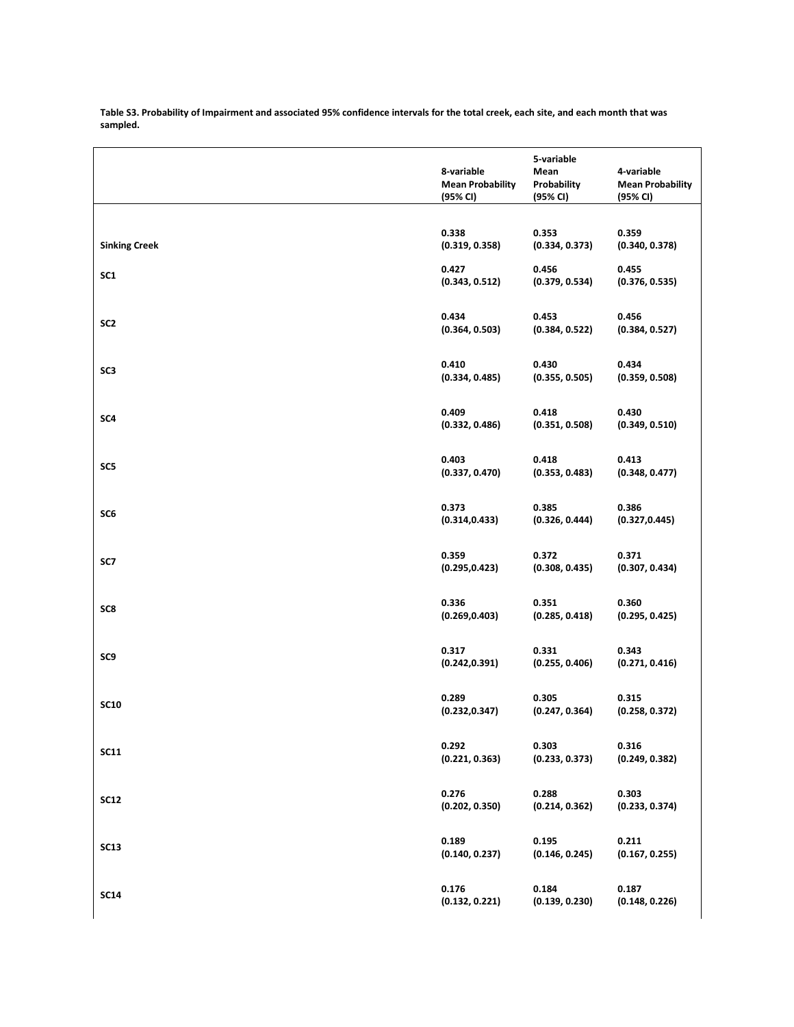**Table S3. Probability of Impairment and associated 95% confidence intervals for the total creek, each site, and each month that was sampled.**

| | 8-variable Mean Probability (95% CI) | 5-variable Mean Probability (95% CI) | 4-variable Mean Probability (95% CI) |
|---|---|---|---|
| **Sinking Creek** | **0.338 (0.319, 0.358)** | **0.353 (0.334, 0.373)** | **0.359 (0.340, 0.378)** |
| **SC1** | **0.427 (0.343, 0.512)** | **0.456 (0.379, 0.534)** | **0.455 (0.376, 0.535)** |
| **SC2** | **0.434 (0.364, 0.503)** | **0.453 (0.384, 0.522)** | **0.456 (0.384, 0.527)** |
| **SC3** | **0.410 (0.334, 0.485)** | **0.430 (0.355, 0.505)** | **0.434 (0.359, 0.508)** |
| **SC4** | **0.409 (0.332, 0.486)** | **0.418 (0.351, 0.508)** | **0.430 (0.349, 0.510)** |
| **SC5** | **0.403 (0.337, 0.470)** | **0.418 (0.353, 0.483)** | **0.413 (0.348, 0.477)** |
| **SC6** | **0.373 (0.314,0.433)** | **0.385 (0.326, 0.444)** | **0.386 (0.327,0.445)** |
| **SC7** | **0.359 (0.295,0.423)** | **0.372 (0.308, 0.435)** | **0.371 (0.307, 0.434)** |
| **SC8** | **0.336 (0.269,0.403)** | **0.351 (0.285, 0.418)** | **0.360 (0.295, 0.425)** |
| **SC9** | **0.317 (0.242,0.391)** | **0.331 (0.255, 0.406)** | **0.343 (0.271, 0.416)** |
| **SC10** | **0.289 (0.232,0.347)** | **0.305 (0.247, 0.364)** | **0.315 (0.258, 0.372)** |
| **SC11** | **0.292 (0.221, 0.363)** | **0.303 (0.233, 0.373)** | **0.316 (0.249, 0.382)** |
| **SC12** | **0.276 (0.202, 0.350)** | **0.288 (0.214, 0.362)** | **0.303 (0.233, 0.374)** |
| **SC13** | **0.189 (0.140, 0.237)** | **0.195 (0.146, 0.245)** | **0.211 (0.167, 0.255)** |
| **SC14** | **0.176 (0.132, 0.221)** | **0.184 (0.139, 0.230)** | **0.187 (0.148, 0.226)** |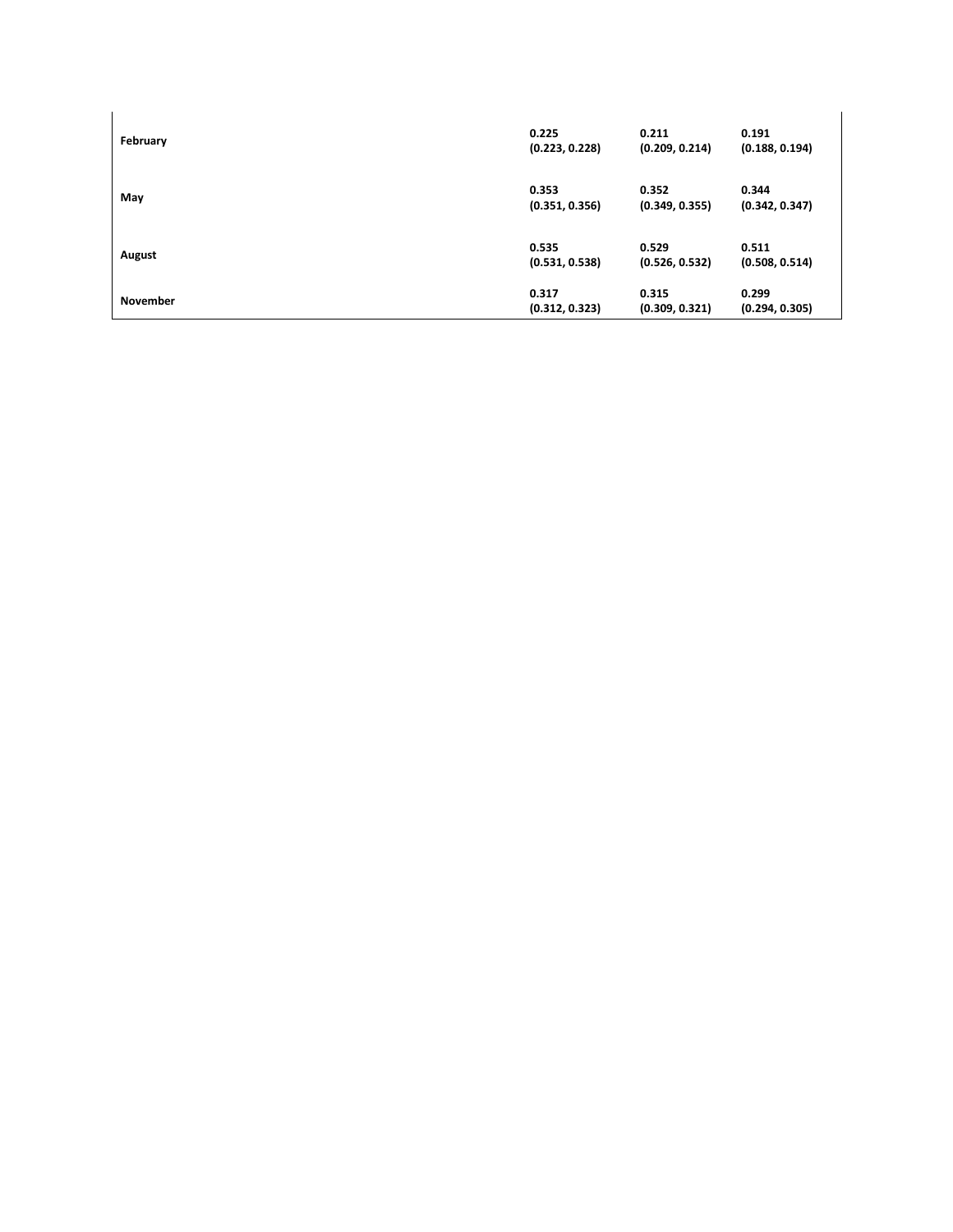| | | | |
|---|---|---|---|
| **February** | **0.225** **(0.223, 0.228)** | **0.211** **(0.209, 0.214)** | **0.191** **(0.188, 0.194)** |
| **May** | **0.353** **(0.351, 0.356)** | **0.352** **(0.349, 0.355)** | **0.344** **(0.342, 0.347)** |
| **August** | **0.535** **(0.531, 0.538)** | **0.529** **(0.526, 0.532)** | **0.511** **(0.508, 0.514)** |
| **November** | **0.317** **(0.312, 0.323)** | **0.315** **(0.309, 0.321)** | **0.299** **(0.294, 0.305)** |